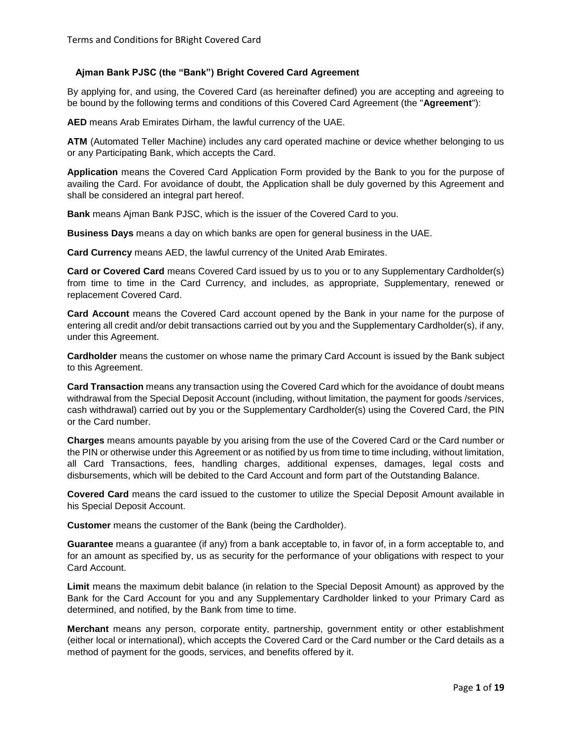## Ajman Bank PJSC (the "Bank") Bright Covered Card Agreement

By applying for, and using, the Covered Card (as hereinafter defined) you are accepting and agreeing to be bound by the following terms and conditions of this Covered Card Agreement (the "**Agreement**"):

**AED** means Arab Emirates Dirham, the lawful currency of the UAE.

**ATM** (Automated Teller Machine) includes any card operated machine or device whether belonging to us or any Participating Bank, which accepts the Card.

**Application** means the Covered Card Application Form provided by the Bank to you for the purpose of availing the Card. For avoidance of doubt, the Application shall be duly governed by this Agreement and shall be considered an integral part hereof.

**Bank** means Ajman Bank PJSC, which is the issuer of the Covered Card to you.

**Business Days** means a day on which banks are open for general business in the UAE.

**Card Currency** means AED, the lawful currency of the United Arab Emirates.

**Card or Covered Card** means Covered Card issued by us to you or to any Supplementary Cardholder(s) from time to time in the Card Currency, and includes, as appropriate, Supplementary, renewed or replacement Covered Card.

**Card Account** means the Covered Card account opened by the Bank in your name for the purpose of entering all credit and/or debit transactions carried out by you and the Supplementary Cardholder(s), if any, under this Agreement.

**Cardholder** means the customer on whose name the primary Card Account is issued by the Bank subject to this Agreement.

**Card Transaction** means any transaction using the Covered Card which for the avoidance of doubt means withdrawal from the Special Deposit Account (including, without limitation, the payment for goods /services, cash withdrawal) carried out by you or the Supplementary Cardholder(s) using the Covered Card, the PIN or the Card number.

**Charges** means amounts payable by you arising from the use of the Covered Card or the Card number or the PIN or otherwise under this Agreement or as notified by us from time to time including, without limitation, all Card Transactions, fees, handling charges, additional expenses, damages, legal costs and disbursements, which will be debited to the Card Account and form part of the Outstanding Balance.

**Covered Card** means the card issued to the customer to utilize the Special Deposit Amount available in his Special Deposit Account.

**Customer** means the customer of the Bank (being the Cardholder).

**Guarantee** means a guarantee (if any) from a bank acceptable to, in favor of, in a form acceptable to, and for an amount as specified by, us as security for the performance of your obligations with respect to your Card Account.

**Limit** means the maximum debit balance (in relation to the Special Deposit Amount) as approved by the Bank for the Card Account for you and any Supplementary Cardholder linked to your Primary Card as determined, and notified, by the Bank from time to time.

**Merchant** means any person, corporate entity, partnership, government entity or other establishment (either local or international), which accepts the Covered Card or the Card number or the Card details as a method of payment for the goods, services, and benefits offered by it.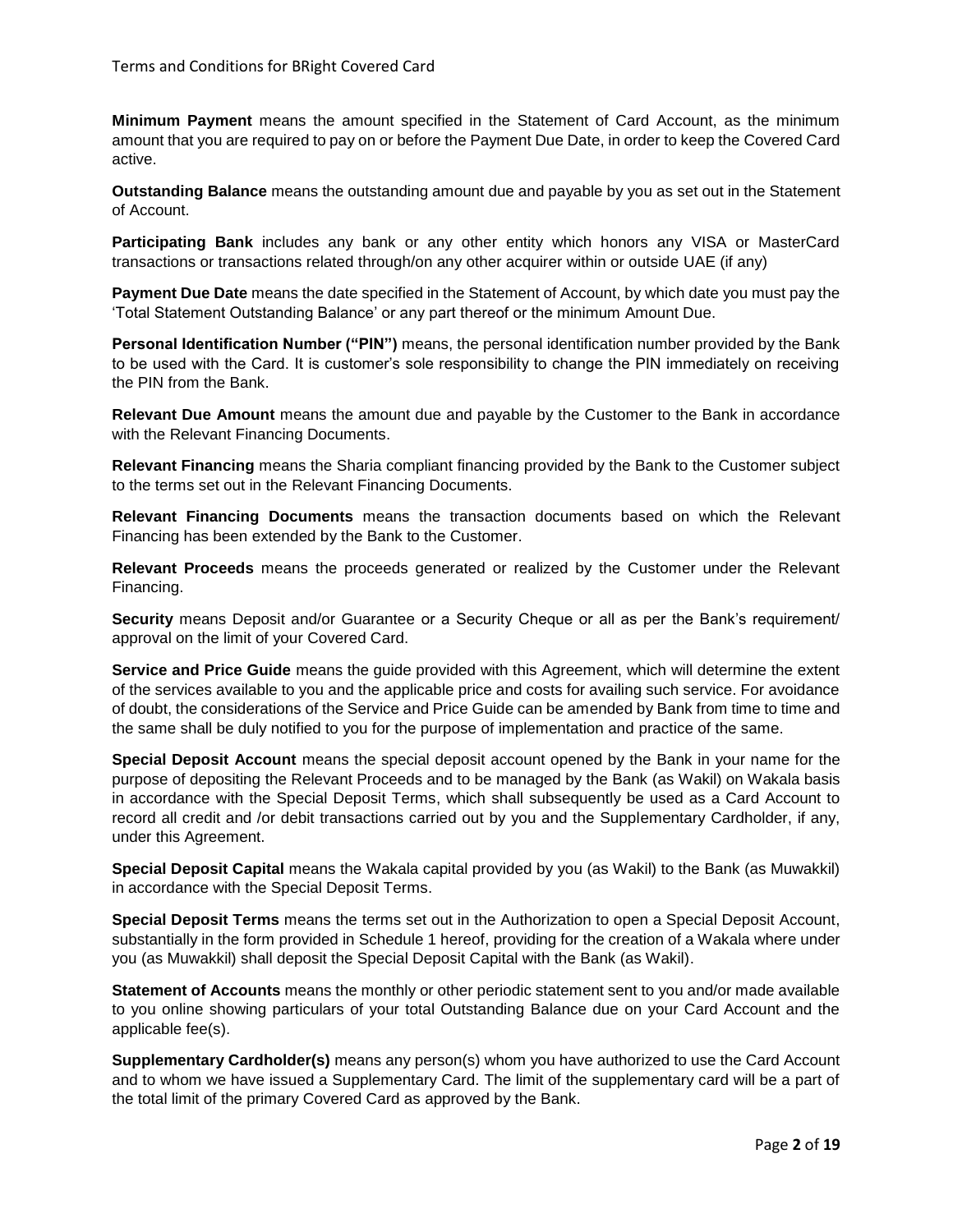**Minimum Payment** means the amount specified in the Statement of Card Account, as the minimum amount that you are required to pay on or before the Payment Due Date, in order to keep the Covered Card active.

**Outstanding Balance** means the outstanding amount due and payable by you as set out in the Statement of Account.

**Participating Bank** includes any bank or any other entity which honors any VISA or MasterCard transactions or transactions related through/on any other acquirer within or outside UAE (if any)

**Payment Due Date** means the date specified in the Statement of Account, by which date you must pay the 'Total Statement Outstanding Balance' or any part thereof or the minimum Amount Due.

**Personal Identification Number ("PIN")** means, the personal identification number provided by the Bank to be used with the Card. It is customer's sole responsibility to change the PIN immediately on receiving the PIN from the Bank.

**Relevant Due Amount** means the amount due and payable by the Customer to the Bank in accordance with the Relevant Financing Documents.

**Relevant Financing** means the Sharia compliant financing provided by the Bank to the Customer subject to the terms set out in the Relevant Financing Documents.

**Relevant Financing Documents** means the transaction documents based on which the Relevant Financing has been extended by the Bank to the Customer.

**Relevant Proceeds** means the proceeds generated or realized by the Customer under the Relevant Financing.

**Security** means Deposit and/or Guarantee or a Security Cheque or all as per the Bank's requirement/ approval on the limit of your Covered Card.

**Service and Price Guide** means the guide provided with this Agreement, which will determine the extent of the services available to you and the applicable price and costs for availing such service. For avoidance of doubt, the considerations of the Service and Price Guide can be amended by Bank from time to time and the same shall be duly notified to you for the purpose of implementation and practice of the same.

**Special Deposit Account** means the special deposit account opened by the Bank in your name for the purpose of depositing the Relevant Proceeds and to be managed by the Bank (as Wakil) on Wakala basis in accordance with the Special Deposit Terms, which shall subsequently be used as a Card Account to record all credit and /or debit transactions carried out by you and the Supplementary Cardholder, if any, under this Agreement.

**Special Deposit Capital** means the Wakala capital provided by you (as Wakil) to the Bank (as Muwakkil) in accordance with the Special Deposit Terms.

**Special Deposit Terms** means the terms set out in the Authorization to open a Special Deposit Account, substantially in the form provided in Schedule 1 hereof, providing for the creation of a Wakala where under you (as Muwakkil) shall deposit the Special Deposit Capital with the Bank (as Wakil).

**Statement of Accounts** means the monthly or other periodic statement sent to you and/or made available to you online showing particulars of your total Outstanding Balance due on your Card Account and the applicable fee(s).

**Supplementary Cardholder(s)** means any person(s) whom you have authorized to use the Card Account and to whom we have issued a Supplementary Card. The limit of the supplementary card will be a part of the total limit of the primary Covered Card as approved by the Bank.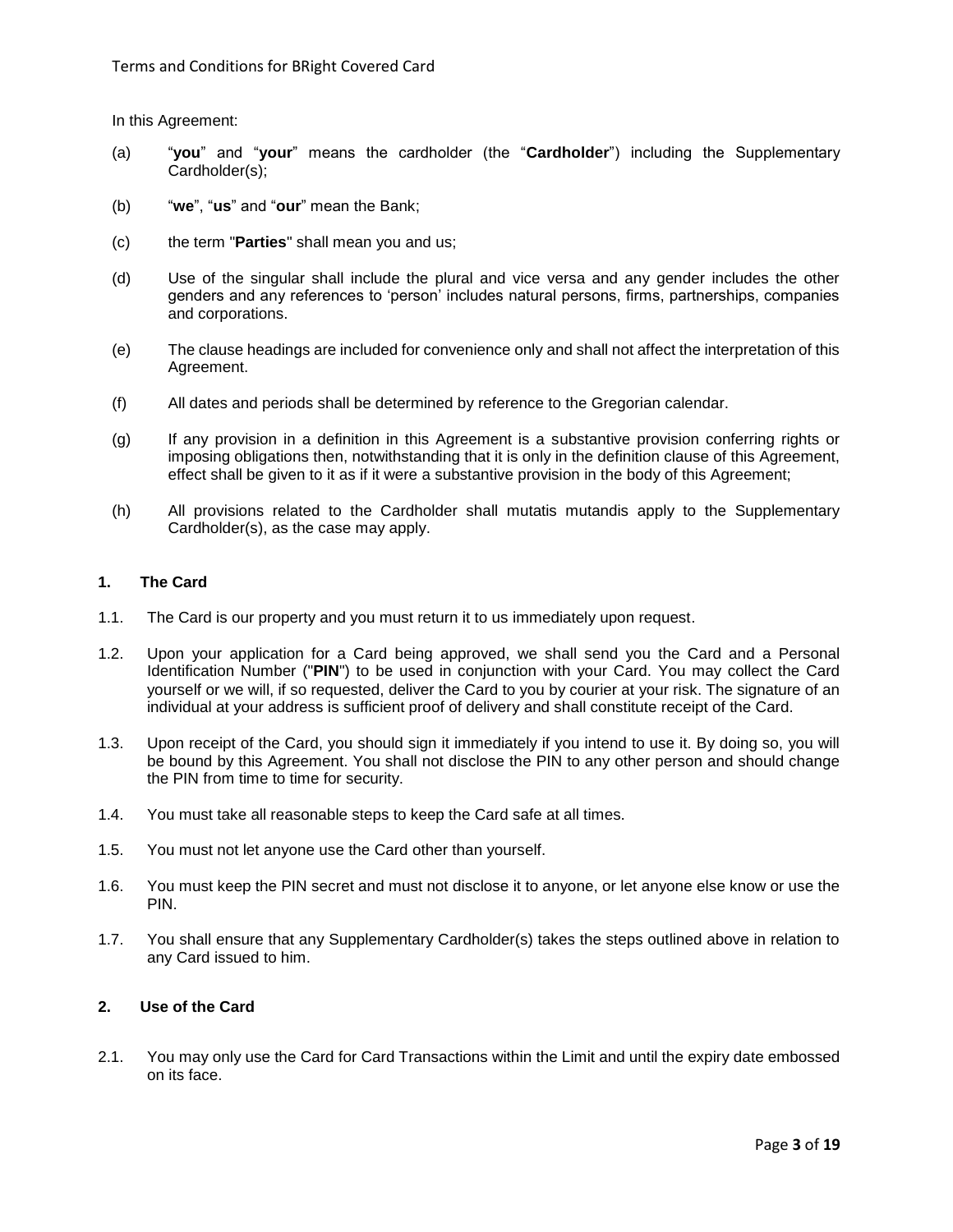In this Agreement:

(a) "**you**" and "**your**" means the cardholder (the "**Cardholder**") including the Supplementary Cardholder(s);

(b) "**we**", "**us**" and "**our**" mean the Bank;

(c) the term "**Parties**" shall mean you and us;

(d) Use of the singular shall include the plural and vice versa and any gender includes the other genders and any references to 'person' includes natural persons, firms, partnerships, companies and corporations.

(e) The clause headings are included for convenience only and shall not affect the interpretation of this Agreement.

(f) All dates and periods shall be determined by reference to the Gregorian calendar.

(g) If any provision in a definition in this Agreement is a substantive provision conferring rights or imposing obligations then, notwithstanding that it is only in the definition clause of this Agreement, effect shall be given to it as if it were a substantive provision in the body of this Agreement;

(h) All provisions related to the Cardholder shall mutatis mutandis apply to the Supplementary Cardholder(s), as the case may apply.

## 1. The Card

1.1. The Card is our property and you must return it to us immediately upon request.

1.2. Upon your application for a Card being approved, we shall send you the Card and a Personal Identification Number ("**PIN**") to be used in conjunction with your Card. You may collect the Card yourself or we will, if so requested, deliver the Card to you by courier at your risk. The signature of an individual at your address is sufficient proof of delivery and shall constitute receipt of the Card.

1.3. Upon receipt of the Card, you should sign it immediately if you intend to use it. By doing so, you will be bound by this Agreement. You shall not disclose the PIN to any other person and should change the PIN from time to time for security.

1.4. You must take all reasonable steps to keep the Card safe at all times.

1.5. You must not let anyone use the Card other than yourself.

1.6. You must keep the PIN secret and must not disclose it to anyone, or let anyone else know or use the PIN.

1.7. You shall ensure that any Supplementary Cardholder(s) takes the steps outlined above in relation to any Card issued to him.

## 2. Use of the Card

2.1. You may only use the Card for Card Transactions within the Limit and until the expiry date embossed on its face.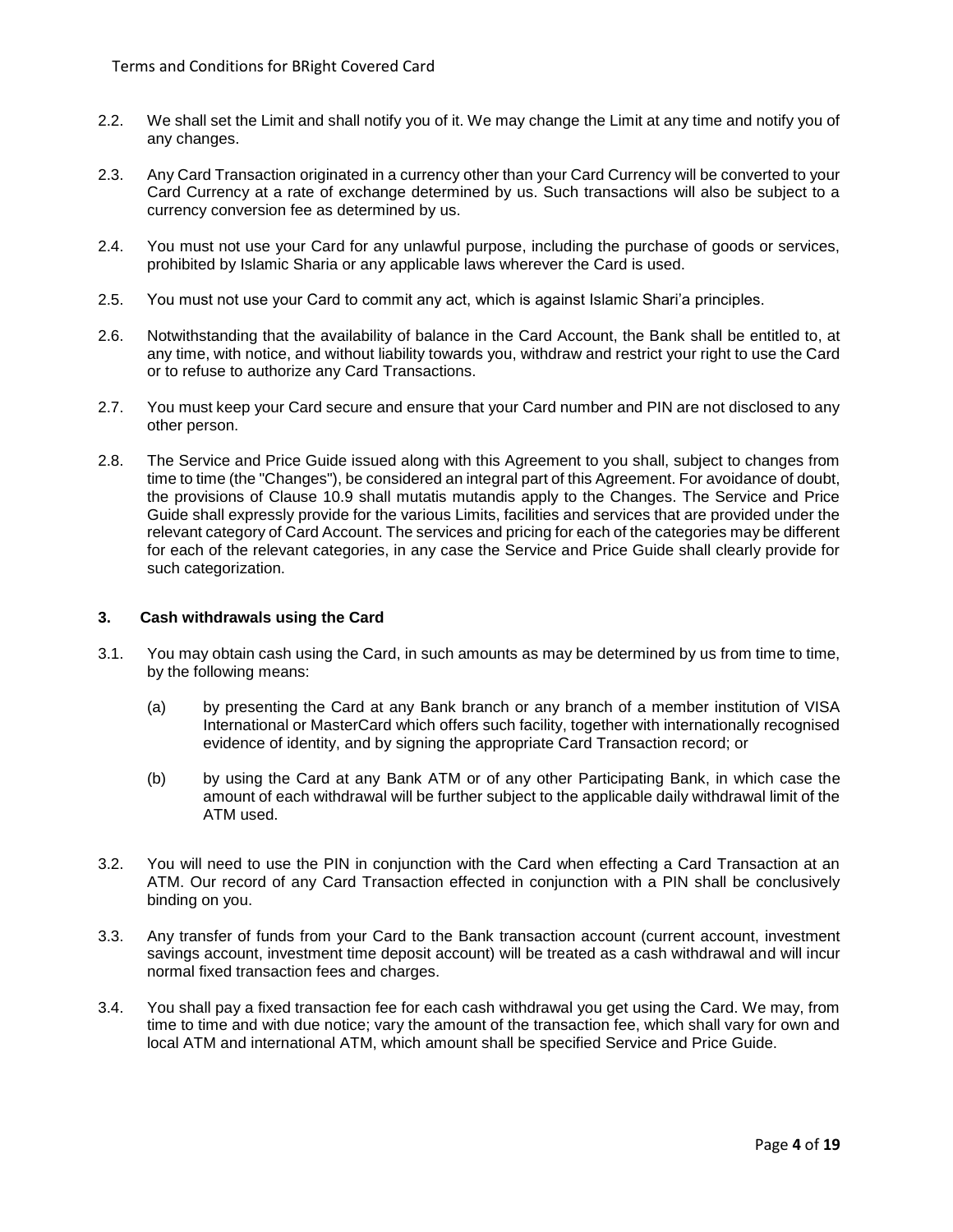2.2. We shall set the Limit and shall notify you of it. We may change the Limit at any time and notify you of any changes.

2.3. Any Card Transaction originated in a currency other than your Card Currency will be converted to your Card Currency at a rate of exchange determined by us. Such transactions will also be subject to a currency conversion fee as determined by us.

2.4. You must not use your Card for any unlawful purpose, including the purchase of goods or services, prohibited by Islamic Sharia or any applicable laws wherever the Card is used.

2.5. You must not use your Card to commit any act, which is against Islamic Shari'a principles.

2.6. Notwithstanding that the availability of balance in the Card Account, the Bank shall be entitled to, at any time, with notice, and without liability towards you, withdraw and restrict your right to use the Card or to refuse to authorize any Card Transactions.

2.7. You must keep your Card secure and ensure that your Card number and PIN are not disclosed to any other person.

2.8. The Service and Price Guide issued along with this Agreement to you shall, subject to changes from time to time (the "Changes"), be considered an integral part of this Agreement. For avoidance of doubt, the provisions of Clause 10.9 shall mutatis mutandis apply to the Changes. The Service and Price Guide shall expressly provide for the various Limits, facilities and services that are provided under the relevant category of Card Account. The services and pricing for each of the categories may be different for each of the relevant categories, in any case the Service and Price Guide shall clearly provide for such categorization.

### 3. Cash withdrawals using the Card

3.1. You may obtain cash using the Card, in such amounts as may be determined by us from time to time, by the following means:

(a) by presenting the Card at any Bank branch or any branch of a member institution of VISA International or MasterCard which offers such facility, together with internationally recognised evidence of identity, and by signing the appropriate Card Transaction record; or

(b) by using the Card at any Bank ATM or of any other Participating Bank, in which case the amount of each withdrawal will be further subject to the applicable daily withdrawal limit of the ATM used.

3.2. You will need to use the PIN in conjunction with the Card when effecting a Card Transaction at an ATM. Our record of any Card Transaction effected in conjunction with a PIN shall be conclusively binding on you.

3.3. Any transfer of funds from your Card to the Bank transaction account (current account, investment savings account, investment time deposit account) will be treated as a cash withdrawal and will incur normal fixed transaction fees and charges.

3.4. You shall pay a fixed transaction fee for each cash withdrawal you get using the Card. We may, from time to time and with due notice; vary the amount of the transaction fee, which shall vary for own and local ATM and international ATM, which amount shall be specified Service and Price Guide.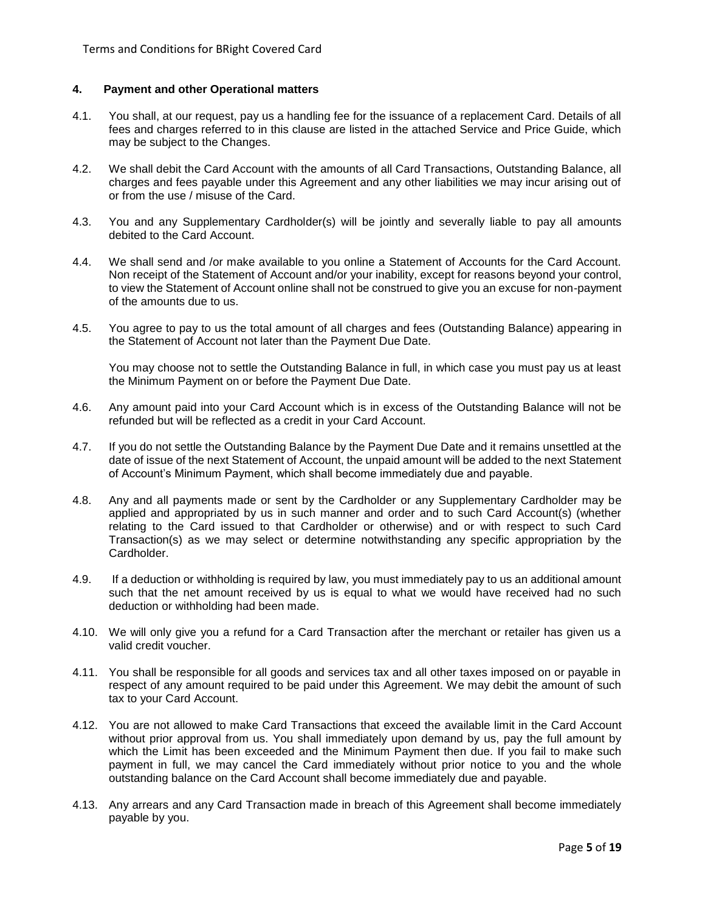## 4. Payment and other Operational matters

4.1. You shall, at our request, pay us a handling fee for the issuance of a replacement Card. Details of all fees and charges referred to in this clause are listed in the attached Service and Price Guide, which may be subject to the Changes.

4.2. We shall debit the Card Account with the amounts of all Card Transactions, Outstanding Balance, all charges and fees payable under this Agreement and any other liabilities we may incur arising out of or from the use / misuse of the Card.

4.3. You and any Supplementary Cardholder(s) will be jointly and severally liable to pay all amounts debited to the Card Account.

4.4. We shall send and /or make available to you online a Statement of Accounts for the Card Account. Non receipt of the Statement of Account and/or your inability, except for reasons beyond your control, to view the Statement of Account online shall not be construed to give you an excuse for non-payment of the amounts due to us.

4.5. You agree to pay to us the total amount of all charges and fees (Outstanding Balance) appearing in the Statement of Account not later than the Payment Due Date.

You may choose not to settle the Outstanding Balance in full, in which case you must pay us at least the Minimum Payment on or before the Payment Due Date.

4.6. Any amount paid into your Card Account which is in excess of the Outstanding Balance will not be refunded but will be reflected as a credit in your Card Account.

4.7. If you do not settle the Outstanding Balance by the Payment Due Date and it remains unsettled at the date of issue of the next Statement of Account, the unpaid amount will be added to the next Statement of Account's Minimum Payment, which shall become immediately due and payable.

4.8. Any and all payments made or sent by the Cardholder or any Supplementary Cardholder may be applied and appropriated by us in such manner and order and to such Card Account(s) (whether relating to the Card issued to that Cardholder or otherwise) and or with respect to such Card Transaction(s) as we may select or determine notwithstanding any specific appropriation by the Cardholder.

4.9. If a deduction or withholding is required by law, you must immediately pay to us an additional amount such that the net amount received by us is equal to what we would have received had no such deduction or withholding had been made.

4.10. We will only give you a refund for a Card Transaction after the merchant or retailer has given us a valid credit voucher.

4.11. You shall be responsible for all goods and services tax and all other taxes imposed on or payable in respect of any amount required to be paid under this Agreement. We may debit the amount of such tax to your Card Account.

4.12. You are not allowed to make Card Transactions that exceed the available limit in the Card Account without prior approval from us. You shall immediately upon demand by us, pay the full amount by which the Limit has been exceeded and the Minimum Payment then due. If you fail to make such payment in full, we may cancel the Card immediately without prior notice to you and the whole outstanding balance on the Card Account shall become immediately due and payable.

4.13. Any arrears and any Card Transaction made in breach of this Agreement shall become immediately payable by you.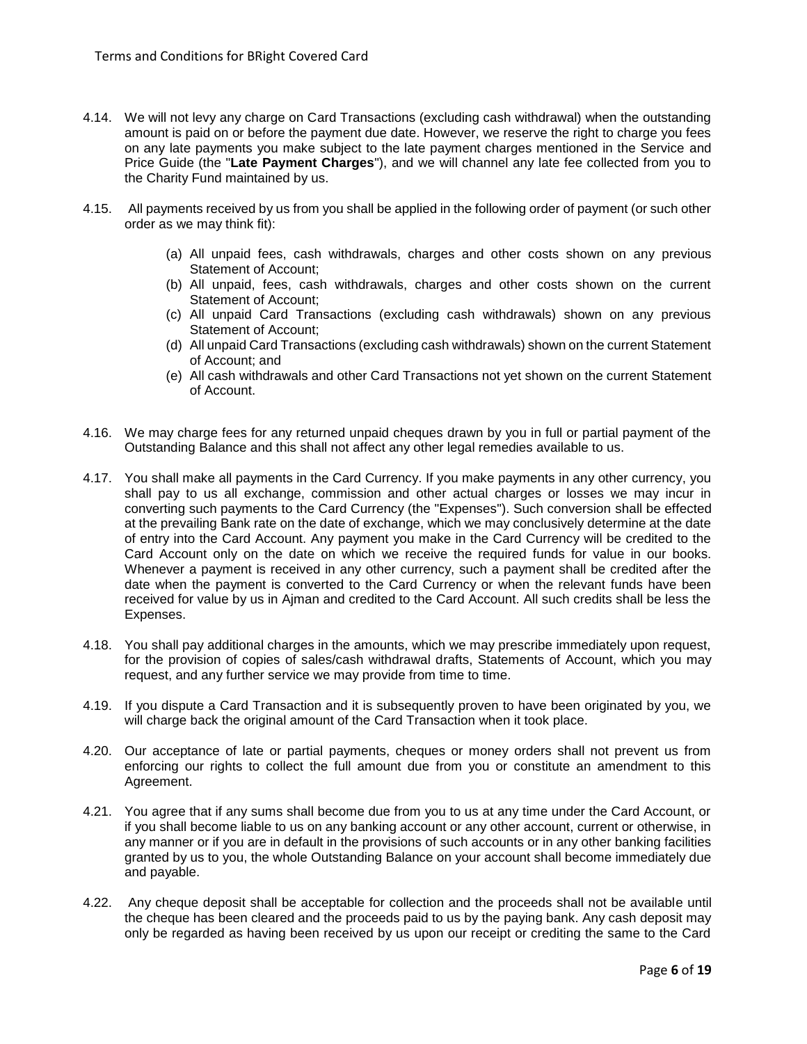4.14. We will not levy any charge on Card Transactions (excluding cash withdrawal) when the outstanding amount is paid on or before the payment due date. However, we reserve the right to charge you fees on any late payments you make subject to the late payment charges mentioned in the Service and Price Guide (the "**Late Payment Charges**"), and we will channel any late fee collected from you to the Charity Fund maintained by us.

4.15. All payments received by us from you shall be applied in the following order of payment (or such other order as we may think fit):

(a) All unpaid fees, cash withdrawals, charges and other costs shown on any previous Statement of Account;
(b) All unpaid, fees, cash withdrawals, charges and other costs shown on the current Statement of Account;
(c) All unpaid Card Transactions (excluding cash withdrawals) shown on any previous Statement of Account;
(d) All unpaid Card Transactions (excluding cash withdrawals) shown on the current Statement of Account; and
(e) All cash withdrawals and other Card Transactions not yet shown on the current Statement of Account.

4.16. We may charge fees for any returned unpaid cheques drawn by you in full or partial payment of the Outstanding Balance and this shall not affect any other legal remedies available to us.

4.17. You shall make all payments in the Card Currency. If you make payments in any other currency, you shall pay to us all exchange, commission and other actual charges or losses we may incur in converting such payments to the Card Currency (the "Expenses"). Such conversion shall be effected at the prevailing Bank rate on the date of exchange, which we may conclusively determine at the date of entry into the Card Account. Any payment you make in the Card Currency will be credited to the Card Account only on the date on which we receive the required funds for value in our books. Whenever a payment is received in any other currency, such a payment shall be credited after the date when the payment is converted to the Card Currency or when the relevant funds have been received for value by us in Ajman and credited to the Card Account. All such credits shall be less the Expenses.

4.18. You shall pay additional charges in the amounts, which we may prescribe immediately upon request, for the provision of copies of sales/cash withdrawal drafts, Statements of Account, which you may request, and any further service we may provide from time to time.

4.19. If you dispute a Card Transaction and it is subsequently proven to have been originated by you, we will charge back the original amount of the Card Transaction when it took place.

4.20. Our acceptance of late or partial payments, cheques or money orders shall not prevent us from enforcing our rights to collect the full amount due from you or constitute an amendment to this Agreement.

4.21. You agree that if any sums shall become due from you to us at any time under the Card Account, or if you shall become liable to us on any banking account or any other account, current or otherwise, in any manner or if you are in default in the provisions of such accounts or in any other banking facilities granted by us to you, the whole Outstanding Balance on your account shall become immediately due and payable.

4.22. Any cheque deposit shall be acceptable for collection and the proceeds shall not be available until the cheque has been cleared and the proceeds paid to us by the paying bank. Any cash deposit may only be regarded as having been received by us upon our receipt or crediting the same to the Card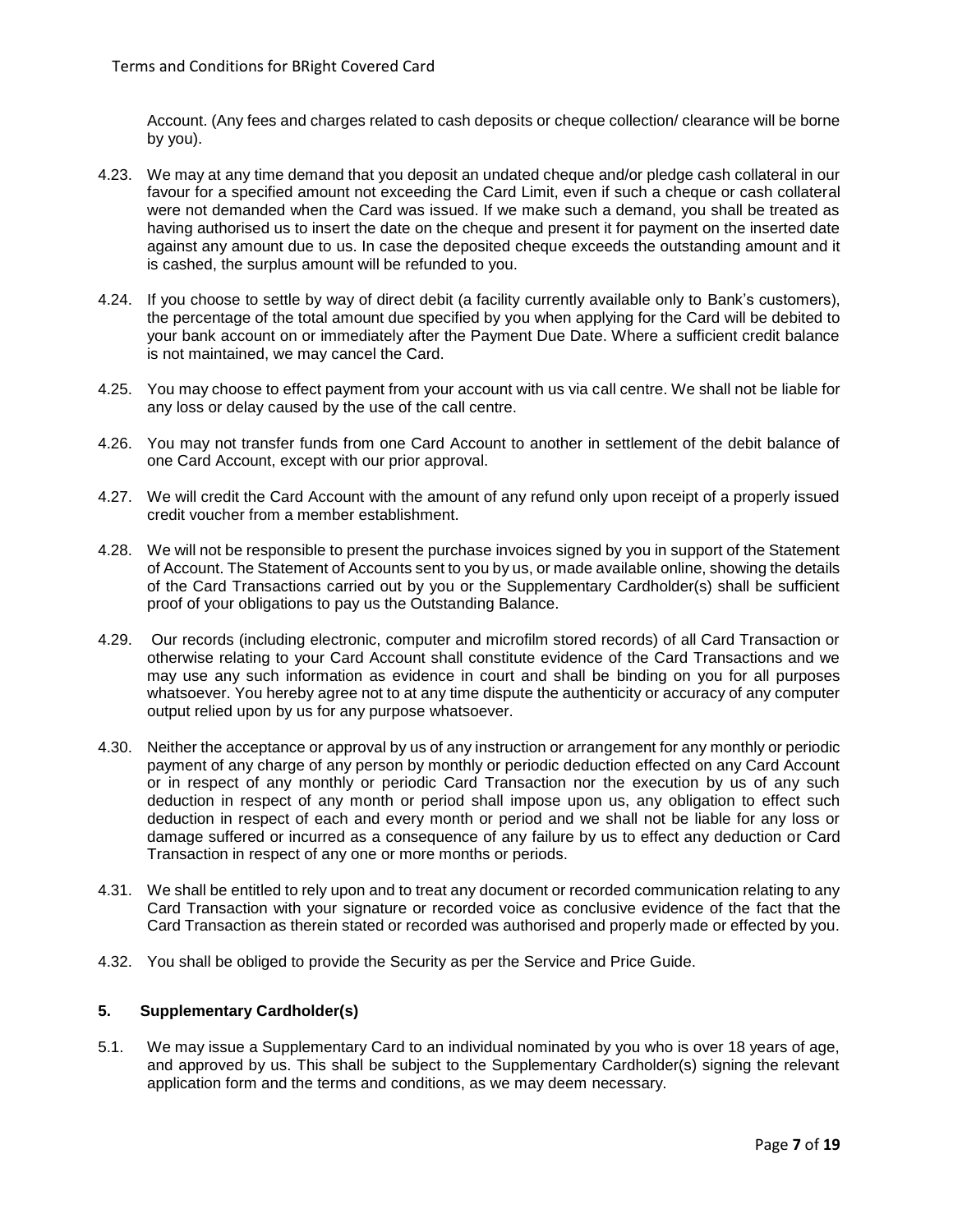Account. (Any fees and charges related to cash deposits or cheque collection/ clearance will be borne by you).

4.23. We may at any time demand that you deposit an undated cheque and/or pledge cash collateral in our favour for a specified amount not exceeding the Card Limit, even if such a cheque or cash collateral were not demanded when the Card was issued. If we make such a demand, you shall be treated as having authorised us to insert the date on the cheque and present it for payment on the inserted date against any amount due to us. In case the deposited cheque exceeds the outstanding amount and it is cashed, the surplus amount will be refunded to you.

4.24. If you choose to settle by way of direct debit (a facility currently available only to Bank's customers), the percentage of the total amount due specified by you when applying for the Card will be debited to your bank account on or immediately after the Payment Due Date. Where a sufficient credit balance is not maintained, we may cancel the Card.

4.25. You may choose to effect payment from your account with us via call centre. We shall not be liable for any loss or delay caused by the use of the call centre.

4.26. You may not transfer funds from one Card Account to another in settlement of the debit balance of one Card Account, except with our prior approval.

4.27. We will credit the Card Account with the amount of any refund only upon receipt of a properly issued credit voucher from a member establishment.

4.28. We will not be responsible to present the purchase invoices signed by you in support of the Statement of Account. The Statement of Accounts sent to you by us, or made available online, showing the details of the Card Transactions carried out by you or the Supplementary Cardholder(s) shall be sufficient proof of your obligations to pay us the Outstanding Balance.

4.29. Our records (including electronic, computer and microfilm stored records) of all Card Transaction or otherwise relating to your Card Account shall constitute evidence of the Card Transactions and we may use any such information as evidence in court and shall be binding on you for all purposes whatsoever. You hereby agree not to at any time dispute the authenticity or accuracy of any computer output relied upon by us for any purpose whatsoever.

4.30. Neither the acceptance or approval by us of any instruction or arrangement for any monthly or periodic payment of any charge of any person by monthly or periodic deduction effected on any Card Account or in respect of any monthly or periodic Card Transaction nor the execution by us of any such deduction in respect of any month or period shall impose upon us, any obligation to effect such deduction in respect of each and every month or period and we shall not be liable for any loss or damage suffered or incurred as a consequence of any failure by us to effect any deduction or Card Transaction in respect of any one or more months or periods.

4.31. We shall be entitled to rely upon and to treat any document or recorded communication relating to any Card Transaction with your signature or recorded voice as conclusive evidence of the fact that the Card Transaction as therein stated or recorded was authorised and properly made or effected by you.

4.32. You shall be obliged to provide the Security as per the Service and Price Guide.

## 5. Supplementary Cardholder(s)

5.1. We may issue a Supplementary Card to an individual nominated by you who is over 18 years of age, and approved by us. This shall be subject to the Supplementary Cardholder(s) signing the relevant application form and the terms and conditions, as we may deem necessary.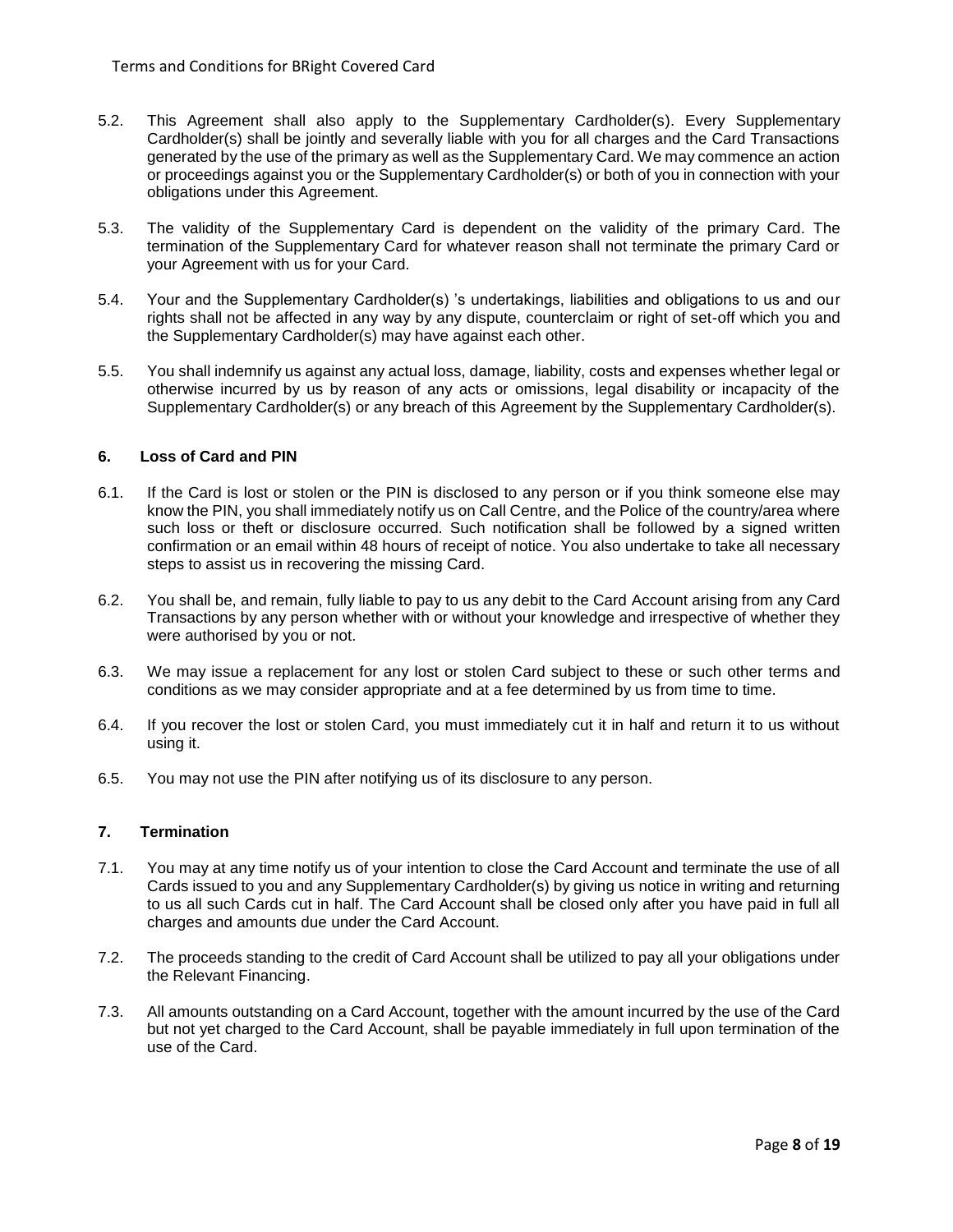5.2. This Agreement shall also apply to the Supplementary Cardholder(s). Every Supplementary Cardholder(s) shall be jointly and severally liable with you for all charges and the Card Transactions generated by the use of the primary as well as the Supplementary Card. We may commence an action or proceedings against you or the Supplementary Cardholder(s) or both of you in connection with your obligations under this Agreement.

5.3. The validity of the Supplementary Card is dependent on the validity of the primary Card. The termination of the Supplementary Card for whatever reason shall not terminate the primary Card or your Agreement with us for your Card.

5.4. Your and the Supplementary Cardholder(s) 's undertakings, liabilities and obligations to us and our rights shall not be affected in any way by any dispute, counterclaim or right of set-off which you and the Supplementary Cardholder(s) may have against each other.

5.5. You shall indemnify us against any actual loss, damage, liability, costs and expenses whether legal or otherwise incurred by us by reason of any acts or omissions, legal disability or incapacity of the Supplementary Cardholder(s) or any breach of this Agreement by the Supplementary Cardholder(s).

## 6. Loss of Card and PIN

6.1. If the Card is lost or stolen or the PIN is disclosed to any person or if you think someone else may know the PIN, you shall immediately notify us on Call Centre, and the Police of the country/area where such loss or theft or disclosure occurred. Such notification shall be followed by a signed written confirmation or an email within 48 hours of receipt of notice. You also undertake to take all necessary steps to assist us in recovering the missing Card.

6.2. You shall be, and remain, fully liable to pay to us any debit to the Card Account arising from any Card Transactions by any person whether with or without your knowledge and irrespective of whether they were authorised by you or not.

6.3. We may issue a replacement for any lost or stolen Card subject to these or such other terms and conditions as we may consider appropriate and at a fee determined by us from time to time.

6.4. If you recover the lost or stolen Card, you must immediately cut it in half and return it to us without using it.

6.5. You may not use the PIN after notifying us of its disclosure to any person.

## 7. Termination

7.1. You may at any time notify us of your intention to close the Card Account and terminate the use of all Cards issued to you and any Supplementary Cardholder(s) by giving us notice in writing and returning to us all such Cards cut in half. The Card Account shall be closed only after you have paid in full all charges and amounts due under the Card Account.

7.2. The proceeds standing to the credit of Card Account shall be utilized to pay all your obligations under the Relevant Financing.

7.3. All amounts outstanding on a Card Account, together with the amount incurred by the use of the Card but not yet charged to the Card Account, shall be payable immediately in full upon termination of the use of the Card.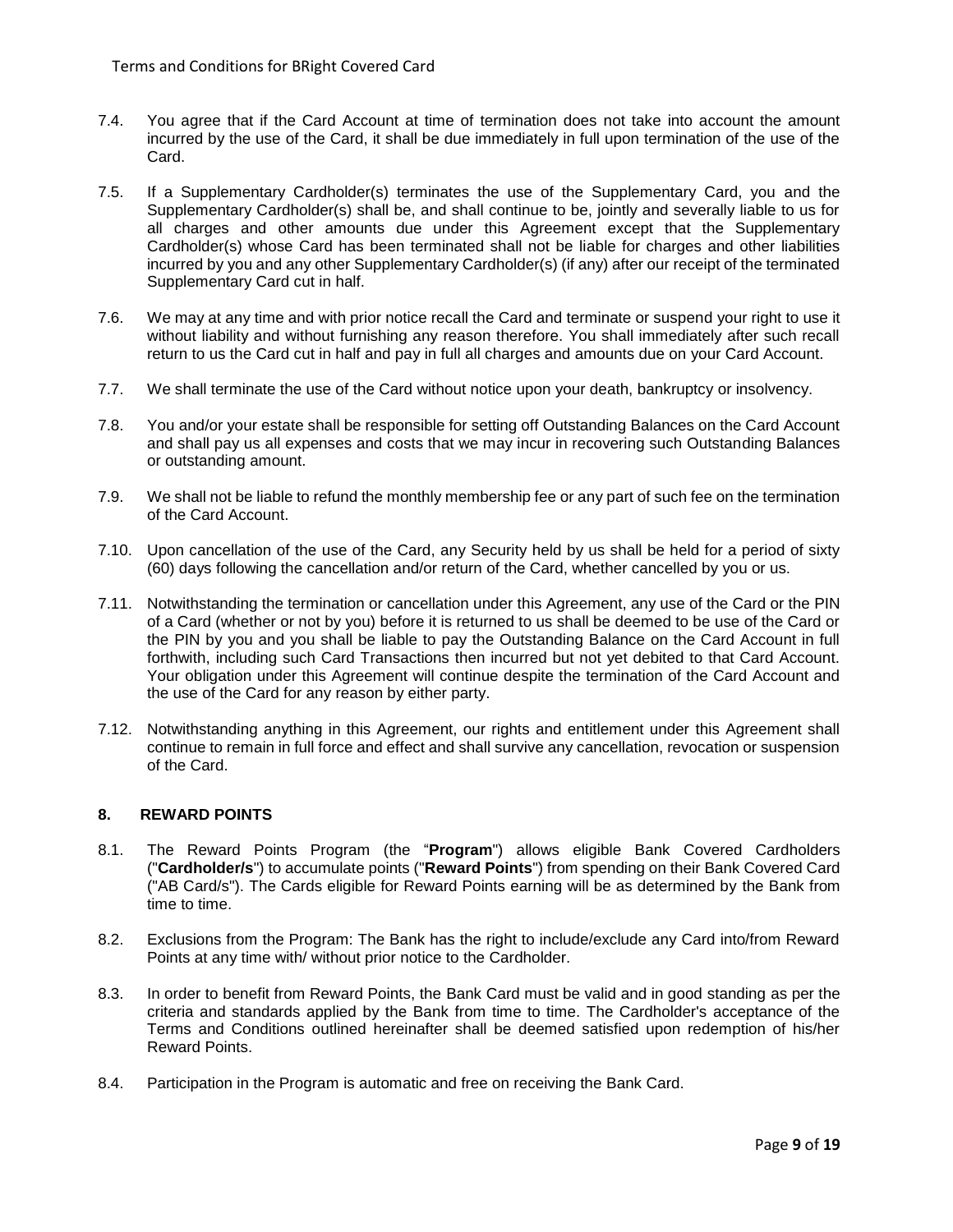7.4. You agree that if the Card Account at time of termination does not take into account the amount incurred by the use of the Card, it shall be due immediately in full upon termination of the use of the Card.

7.5. If a Supplementary Cardholder(s) terminates the use of the Supplementary Card, you and the Supplementary Cardholder(s) shall be, and shall continue to be, jointly and severally liable to us for all charges and other amounts due under this Agreement except that the Supplementary Cardholder(s) whose Card has been terminated shall not be liable for charges and other liabilities incurred by you and any other Supplementary Cardholder(s) (if any) after our receipt of the terminated Supplementary Card cut in half.

7.6. We may at any time and with prior notice recall the Card and terminate or suspend your right to use it without liability and without furnishing any reason therefore. You shall immediately after such recall return to us the Card cut in half and pay in full all charges and amounts due on your Card Account.

7.7. We shall terminate the use of the Card without notice upon your death, bankruptcy or insolvency.

7.8. You and/or your estate shall be responsible for setting off Outstanding Balances on the Card Account and shall pay us all expenses and costs that we may incur in recovering such Outstanding Balances or outstanding amount.

7.9. We shall not be liable to refund the monthly membership fee or any part of such fee on the termination of the Card Account.

7.10. Upon cancellation of the use of the Card, any Security held by us shall be held for a period of sixty (60) days following the cancellation and/or return of the Card, whether cancelled by you or us.

7.11. Notwithstanding the termination or cancellation under this Agreement, any use of the Card or the PIN of a Card (whether or not by you) before it is returned to us shall be deemed to be use of the Card or the PIN by you and you shall be liable to pay the Outstanding Balance on the Card Account in full forthwith, including such Card Transactions then incurred but not yet debited to that Card Account. Your obligation under this Agreement will continue despite the termination of the Card Account and the use of the Card for any reason by either party.

7.12. Notwithstanding anything in this Agreement, our rights and entitlement under this Agreement shall continue to remain in full force and effect and shall survive any cancellation, revocation or suspension of the Card.

## 8. REWARD POINTS

8.1. The Reward Points Program (the "**Program**") allows eligible Bank Covered Cardholders ("**Cardholder/s**") to accumulate points ("**Reward Points**") from spending on their Bank Covered Card ("AB Card/s"). The Cards eligible for Reward Points earning will be as determined by the Bank from time to time.

8.2. Exclusions from the Program: The Bank has the right to include/exclude any Card into/from Reward Points at any time with/ without prior notice to the Cardholder.

8.3. In order to benefit from Reward Points, the Bank Card must be valid and in good standing as per the criteria and standards applied by the Bank from time to time. The Cardholder's acceptance of the Terms and Conditions outlined hereinafter shall be deemed satisfied upon redemption of his/her Reward Points.

8.4. Participation in the Program is automatic and free on receiving the Bank Card.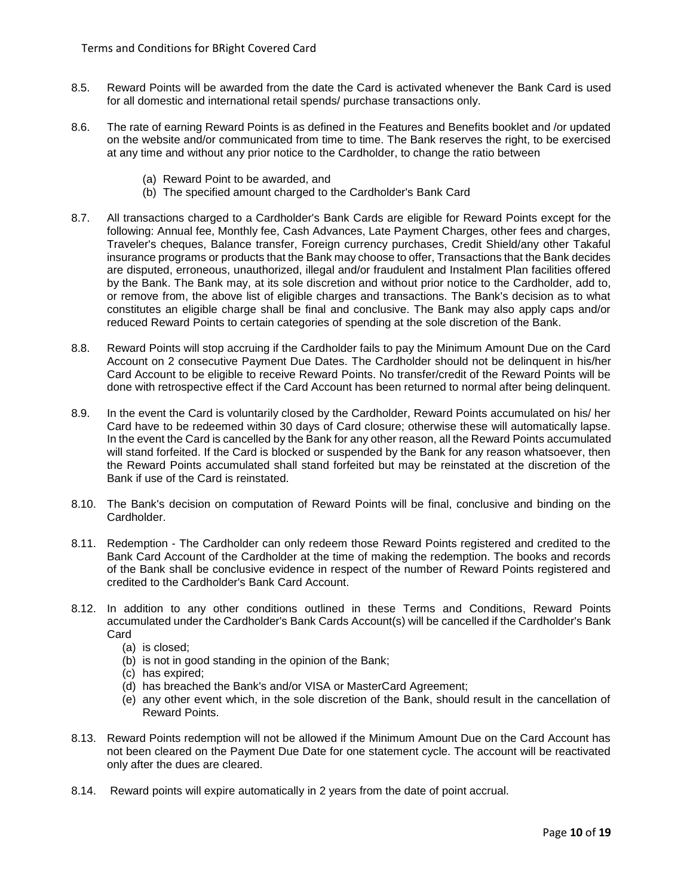8.5. Reward Points will be awarded from the date the Card is activated whenever the Bank Card is used for all domestic and international retail spends/ purchase transactions only.

8.6. The rate of earning Reward Points is as defined in the Features and Benefits booklet and /or updated on the website and/or communicated from time to time. The Bank reserves the right, to be exercised at any time and without any prior notice to the Cardholder, to change the ratio between

   (a) Reward Point to be awarded, and
   (b) The specified amount charged to the Cardholder's Bank Card

8.7. All transactions charged to a Cardholder's Bank Cards are eligible for Reward Points except for the following: Annual fee, Monthly fee, Cash Advances, Late Payment Charges, other fees and charges, Traveler's cheques, Balance transfer, Foreign currency purchases, Credit Shield/any other Takaful insurance programs or products that the Bank may choose to offer, Transactions that the Bank decides are disputed, erroneous, unauthorized, illegal and/or fraudulent and Instalment Plan facilities offered by the Bank. The Bank may, at its sole discretion and without prior notice to the Cardholder, add to, or remove from, the above list of eligible charges and transactions. The Bank's decision as to what constitutes an eligible charge shall be final and conclusive. The Bank may also apply caps and/or reduced Reward Points to certain categories of spending at the sole discretion of the Bank.

8.8. Reward Points will stop accruing if the Cardholder fails to pay the Minimum Amount Due on the Card Account on 2 consecutive Payment Due Dates. The Cardholder should not be delinquent in his/her Card Account to be eligible to receive Reward Points. No transfer/credit of the Reward Points will be done with retrospective effect if the Card Account has been returned to normal after being delinquent.

8.9. In the event the Card is voluntarily closed by the Cardholder, Reward Points accumulated on his/ her Card have to be redeemed within 30 days of Card closure; otherwise these will automatically lapse. In the event the Card is cancelled by the Bank for any other reason, all the Reward Points accumulated will stand forfeited. If the Card is blocked or suspended by the Bank for any reason whatsoever, then the Reward Points accumulated shall stand forfeited but may be reinstated at the discretion of the Bank if use of the Card is reinstated.

8.10. The Bank's decision on computation of Reward Points will be final, conclusive and binding on the Cardholder.

8.11. Redemption - The Cardholder can only redeem those Reward Points registered and credited to the Bank Card Account of the Cardholder at the time of making the redemption. The books and records of the Bank shall be conclusive evidence in respect of the number of Reward Points registered and credited to the Cardholder's Bank Card Account.

8.12. In addition to any other conditions outlined in these Terms and Conditions, Reward Points accumulated under the Cardholder's Bank Cards Account(s) will be cancelled if the Cardholder's Bank Card

   (a) is closed;
   (b) is not in good standing in the opinion of the Bank;
   (c) has expired;
   (d) has breached the Bank's and/or VISA or MasterCard Agreement;
   (e) any other event which, in the sole discretion of the Bank, should result in the cancellation of Reward Points.

8.13. Reward Points redemption will not be allowed if the Minimum Amount Due on the Card Account has not been cleared on the Payment Due Date for one statement cycle. The account will be reactivated only after the dues are cleared.

8.14. Reward points will expire automatically in 2 years from the date of point accrual.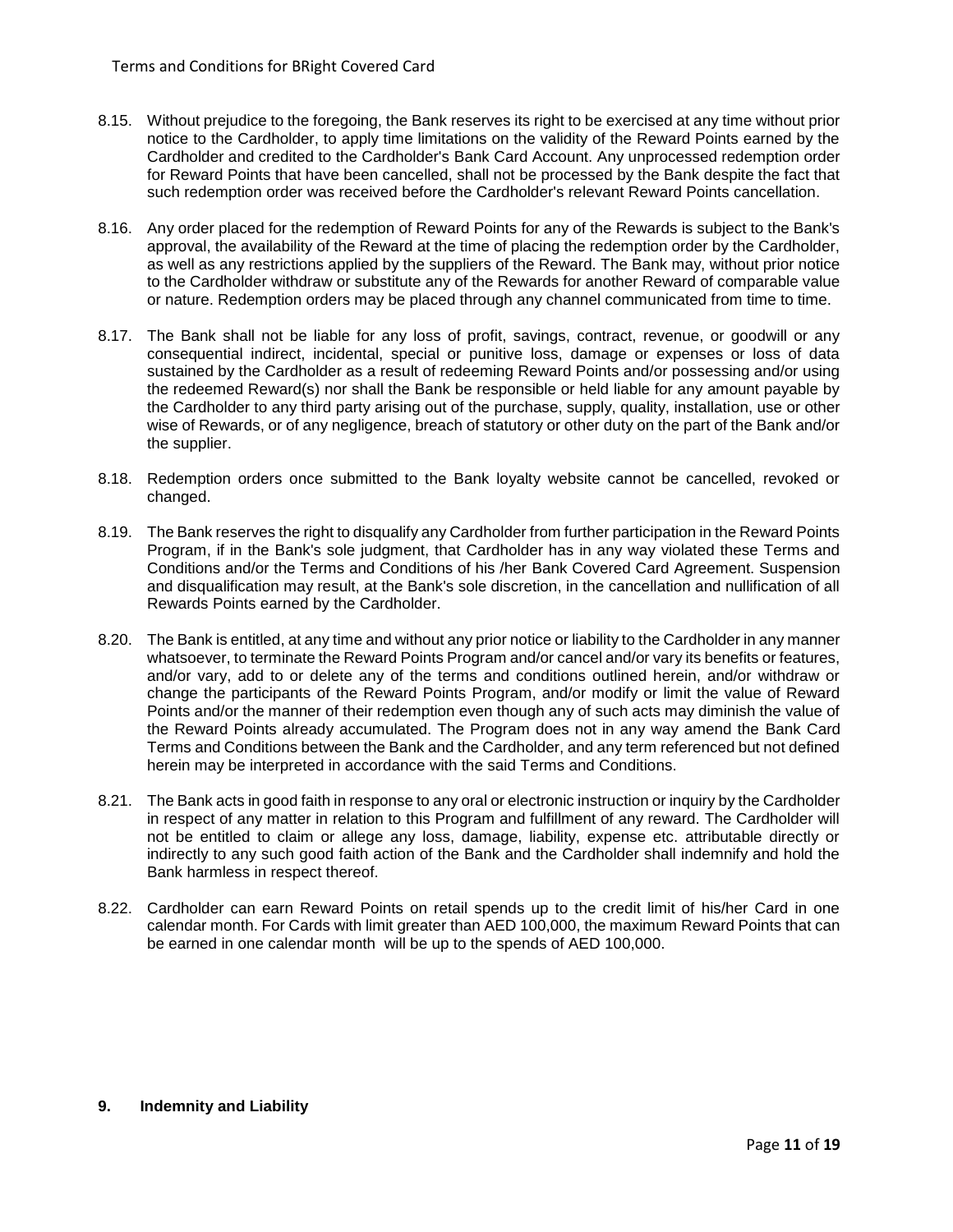8.15. Without prejudice to the foregoing, the Bank reserves its right to be exercised at any time without prior notice to the Cardholder, to apply time limitations on the validity of the Reward Points earned by the Cardholder and credited to the Cardholder's Bank Card Account. Any unprocessed redemption order for Reward Points that have been cancelled, shall not be processed by the Bank despite the fact that such redemption order was received before the Cardholder's relevant Reward Points cancellation.

8.16. Any order placed for the redemption of Reward Points for any of the Rewards is subject to the Bank's approval, the availability of the Reward at the time of placing the redemption order by the Cardholder, as well as any restrictions applied by the suppliers of the Reward. The Bank may, without prior notice to the Cardholder withdraw or substitute any of the Rewards for another Reward of comparable value or nature. Redemption orders may be placed through any channel communicated from time to time.

8.17. The Bank shall not be liable for any loss of profit, savings, contract, revenue, or goodwill or any consequential indirect, incidental, special or punitive loss, damage or expenses or loss of data sustained by the Cardholder as a result of redeeming Reward Points and/or possessing and/or using the redeemed Reward(s) nor shall the Bank be responsible or held liable for any amount payable by the Cardholder to any third party arising out of the purchase, supply, quality, installation, use or other wise of Rewards, or of any negligence, breach of statutory or other duty on the part of the Bank and/or the supplier.

8.18. Redemption orders once submitted to the Bank loyalty website cannot be cancelled, revoked or changed.

8.19. The Bank reserves the right to disqualify any Cardholder from further participation in the Reward Points Program, if in the Bank's sole judgment, that Cardholder has in any way violated these Terms and Conditions and/or the Terms and Conditions of his /her Bank Covered Card Agreement. Suspension and disqualification may result, at the Bank's sole discretion, in the cancellation and nullification of all Rewards Points earned by the Cardholder.

8.20. The Bank is entitled, at any time and without any prior notice or liability to the Cardholder in any manner whatsoever, to terminate the Reward Points Program and/or cancel and/or vary its benefits or features, and/or vary, add to or delete any of the terms and conditions outlined herein, and/or withdraw or change the participants of the Reward Points Program, and/or modify or limit the value of Reward Points and/or the manner of their redemption even though any of such acts may diminish the value of the Reward Points already accumulated. The Program does not in any way amend the Bank Card Terms and Conditions between the Bank and the Cardholder, and any term referenced but not defined herein may be interpreted in accordance with the said Terms and Conditions.

8.21. The Bank acts in good faith in response to any oral or electronic instruction or inquiry by the Cardholder in respect of any matter in relation to this Program and fulfillment of any reward. The Cardholder will not be entitled to claim or allege any loss, damage, liability, expense etc. attributable directly or indirectly to any such good faith action of the Bank and the Cardholder shall indemnify and hold the Bank harmless in respect thereof.

8.22. Cardholder can earn Reward Points on retail spends up to the credit limit of his/her Card in one calendar month. For Cards with limit greater than AED 100,000, the maximum Reward Points that can be earned in one calendar month will be up to the spends of AED 100,000.

## 9. Indemnity and Liability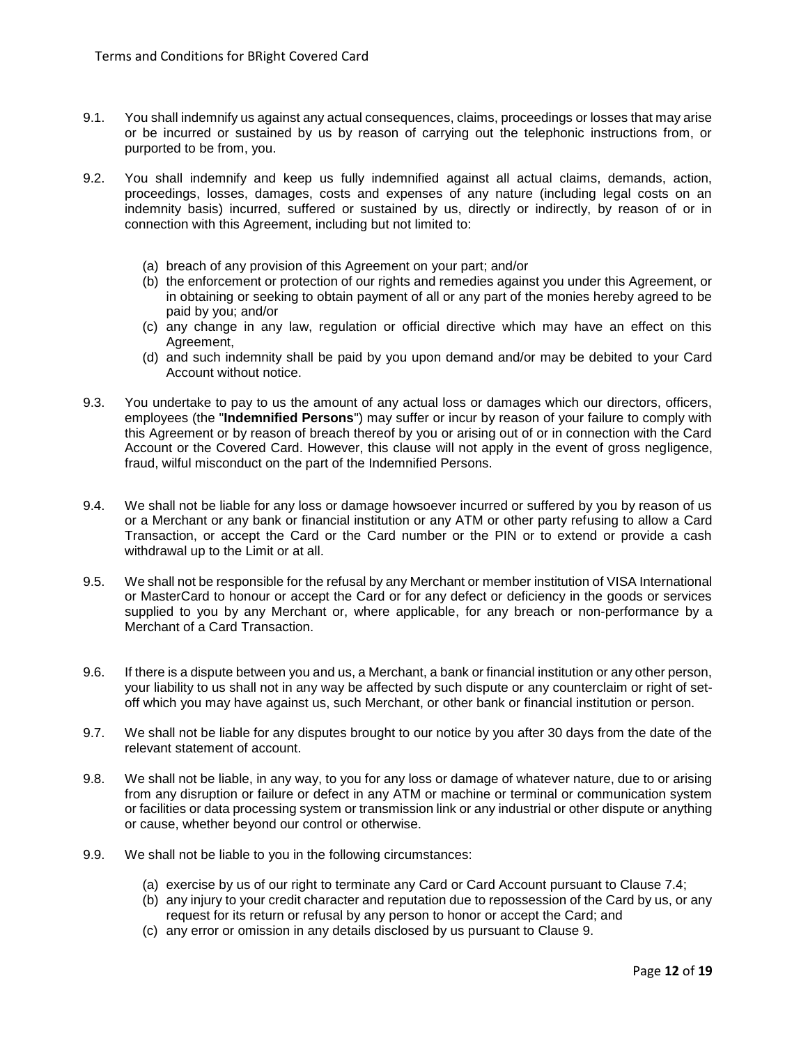9.1. You shall indemnify us against any actual consequences, claims, proceedings or losses that may arise or be incurred or sustained by us by reason of carrying out the telephonic instructions from, or purported to be from, you.

9.2. You shall indemnify and keep us fully indemnified against all actual claims, demands, action, proceedings, losses, damages, costs and expenses of any nature (including legal costs on an indemnity basis) incurred, suffered or sustained by us, directly or indirectly, by reason of or in connection with this Agreement, including but not limited to:

   (a) breach of any provision of this Agreement on your part; and/or
   (b) the enforcement or protection of our rights and remedies against you under this Agreement, or in obtaining or seeking to obtain payment of all or any part of the monies hereby agreed to be paid by you; and/or
   (c) any change in any law, regulation or official directive which may have an effect on this Agreement,
   (d) and such indemnity shall be paid by you upon demand and/or may be debited to your Card Account without notice.

9.3. You undertake to pay to us the amount of any actual loss or damages which our directors, officers, employees (the "**Indemnified Persons**") may suffer or incur by reason of your failure to comply with this Agreement or by reason of breach thereof by you or arising out of or in connection with the Card Account or the Covered Card. However, this clause will not apply in the event of gross negligence, fraud, wilful misconduct on the part of the Indemnified Persons.

9.4. We shall not be liable for any loss or damage howsoever incurred or suffered by you by reason of us or a Merchant or any bank or financial institution or any ATM or other party refusing to allow a Card Transaction, or accept the Card or the Card number or the PIN or to extend or provide a cash withdrawal up to the Limit or at all.

9.5. We shall not be responsible for the refusal by any Merchant or member institution of VISA International or MasterCard to honour or accept the Card or for any defect or deficiency in the goods or services supplied to you by any Merchant or, where applicable, for any breach or non-performance by a Merchant of a Card Transaction.

9.6. If there is a dispute between you and us, a Merchant, a bank or financial institution or any other person, your liability to us shall not in any way be affected by such dispute or any counterclaim or right of set-off which you may have against us, such Merchant, or other bank or financial institution or person.

9.7. We shall not be liable for any disputes brought to our notice by you after 30 days from the date of the relevant statement of account.

9.8. We shall not be liable, in any way, to you for any loss or damage of whatever nature, due to or arising from any disruption or failure or defect in any ATM or machine or terminal or communication system or facilities or data processing system or transmission link or any industrial or other dispute or anything or cause, whether beyond our control or otherwise.

9.9. We shall not be liable to you in the following circumstances:

   (a) exercise by us of our right to terminate any Card or Card Account pursuant to Clause 7.4;
   (b) any injury to your credit character and reputation due to repossession of the Card by us, or any request for its return or refusal by any person to honor or accept the Card; and
   (c) any error or omission in any details disclosed by us pursuant to Clause 9.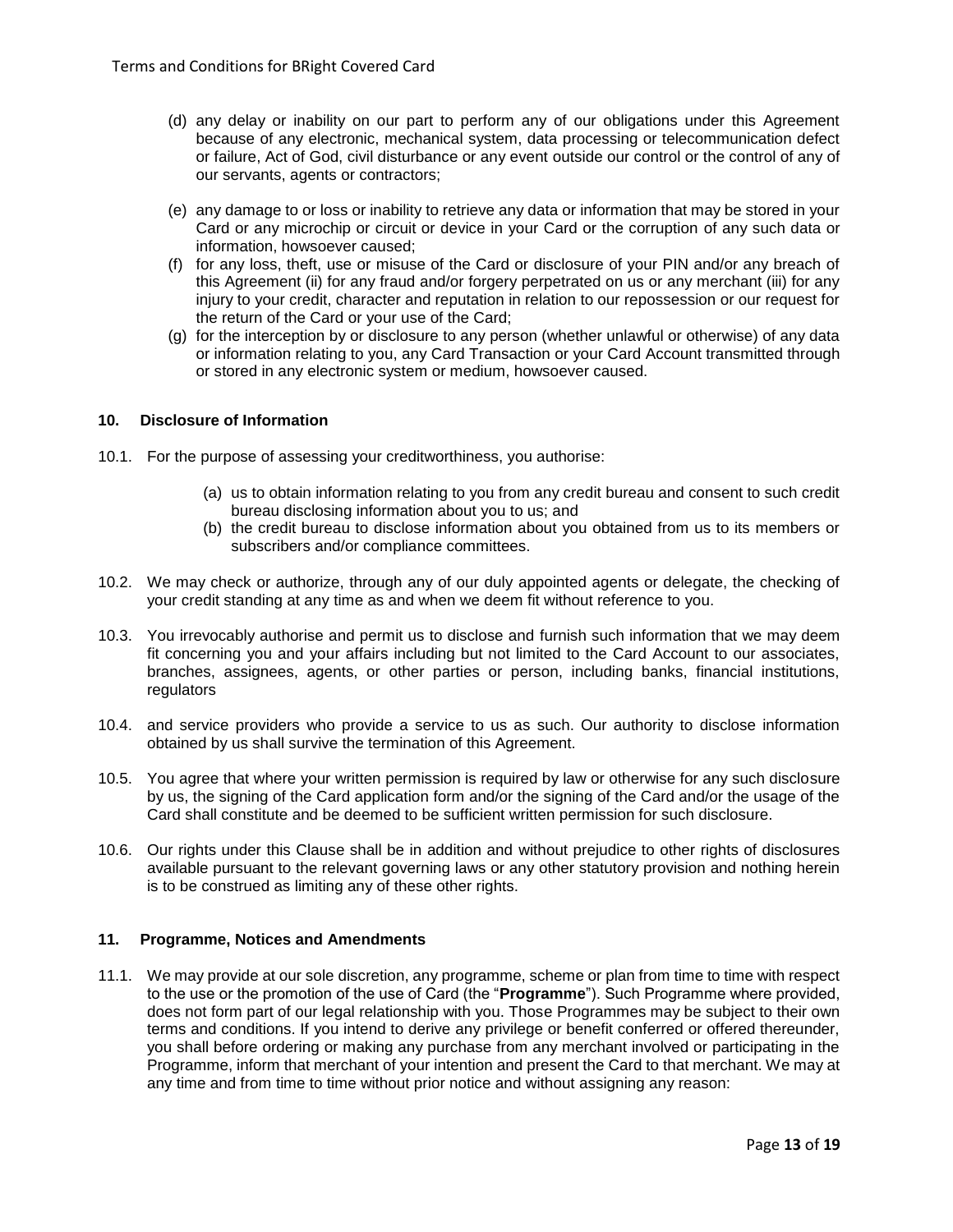(d) any delay or inability on our part to perform any of our obligations under this Agreement because of any electronic, mechanical system, data processing or telecommunication defect or failure, Act of God, civil disturbance or any event outside our control or the control of any of our servants, agents or contractors;

(e) any damage to or loss or inability to retrieve any data or information that may be stored in your Card or any microchip or circuit or device in your Card or the corruption of any such data or information, howsoever caused;

(f) for any loss, theft, use or misuse of the Card or disclosure of your PIN and/or any breach of this Agreement (ii) for any fraud and/or forgery perpetrated on us or any merchant (iii) for any injury to your credit, character and reputation in relation to our repossession or our request for the return of the Card or your use of the Card;

(g) for the interception by or disclosure to any person (whether unlawful or otherwise) of any data or information relating to you, any Card Transaction or your Card Account transmitted through or stored in any electronic system or medium, howsoever caused.

### 10. Disclosure of Information

10.1. For the purpose of assessing your creditworthiness, you authorise:

(a) us to obtain information relating to you from any credit bureau and consent to such credit bureau disclosing information about you to us; and

(b) the credit bureau to disclose information about you obtained from us to its members or subscribers and/or compliance committees.

10.2. We may check or authorize, through any of our duly appointed agents or delegate, the checking of your credit standing at any time as and when we deem fit without reference to you.

10.3. You irrevocably authorise and permit us to disclose and furnish such information that we may deem fit concerning you and your affairs including but not limited to the Card Account to our associates, branches, assignees, agents, or other parties or person, including banks, financial institutions, regulators

10.4. and service providers who provide a service to us as such. Our authority to disclose information obtained by us shall survive the termination of this Agreement.

10.5. You agree that where your written permission is required by law or otherwise for any such disclosure by us, the signing of the Card application form and/or the signing of the Card and/or the usage of the Card shall constitute and be deemed to be sufficient written permission for such disclosure.

10.6. Our rights under this Clause shall be in addition and without prejudice to other rights of disclosures available pursuant to the relevant governing laws or any other statutory provision and nothing herein is to be construed as limiting any of these other rights.

### 11. Programme, Notices and Amendments

11.1. We may provide at our sole discretion, any programme, scheme or plan from time to time with respect to the use or the promotion of the use of Card (the "**Programme**"). Such Programme where provided, does not form part of our legal relationship with you. Those Programmes may be subject to their own terms and conditions. If you intend to derive any privilege or benefit conferred or offered thereunder, you shall before ordering or making any purchase from any merchant involved or participating in the Programme, inform that merchant of your intention and present the Card to that merchant. We may at any time and from time to time without prior notice and without assigning any reason: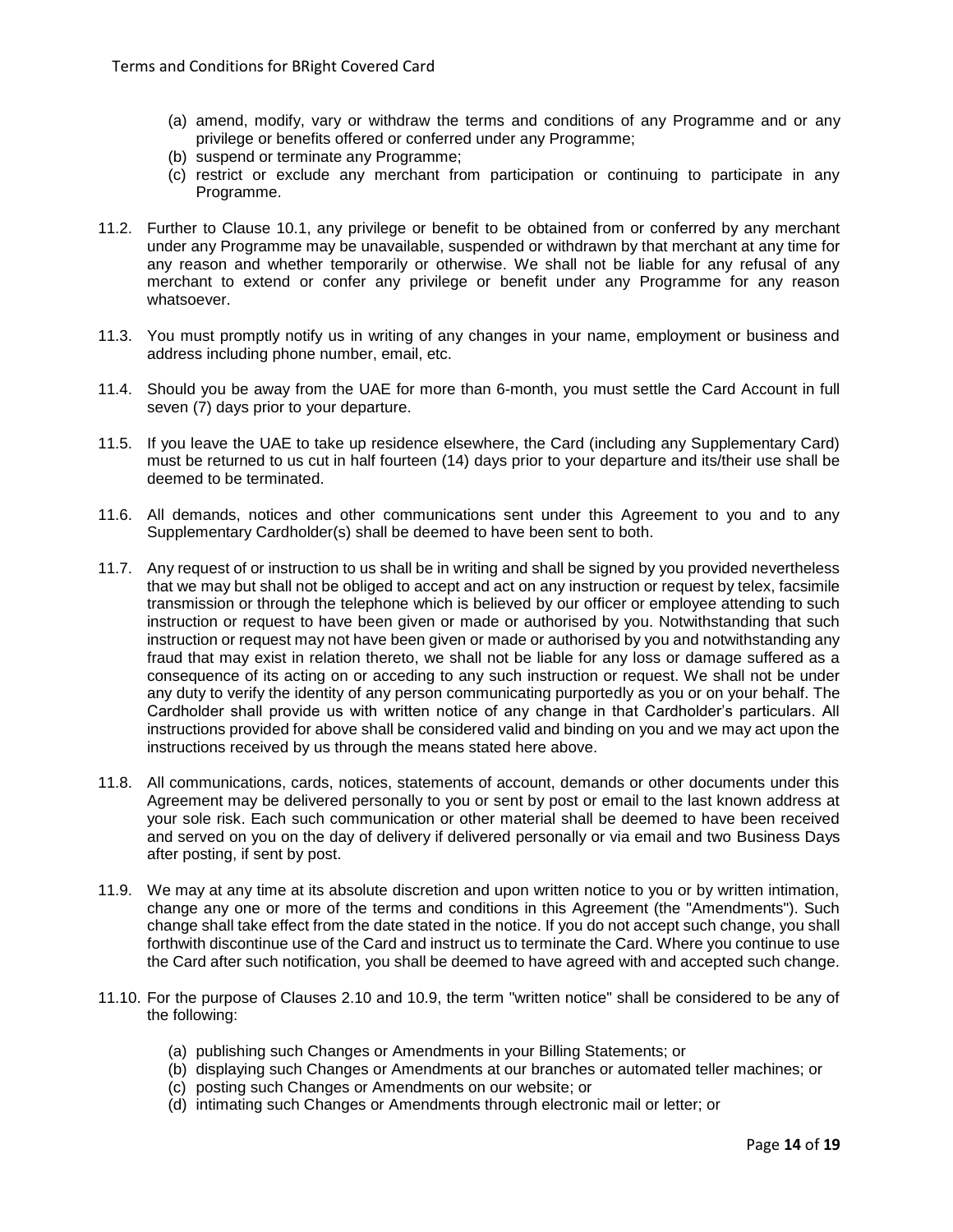(a) amend, modify, vary or withdraw the terms and conditions of any Programme and or any privilege or benefits offered or conferred under any Programme;
(b) suspend or terminate any Programme;
(c) restrict or exclude any merchant from participation or continuing to participate in any Programme.

11.2. Further to Clause 10.1, any privilege or benefit to be obtained from or conferred by any merchant under any Programme may be unavailable, suspended or withdrawn by that merchant at any time for any reason and whether temporarily or otherwise. We shall not be liable for any refusal of any merchant to extend or confer any privilege or benefit under any Programme for any reason whatsoever.

11.3. You must promptly notify us in writing of any changes in your name, employment or business and address including phone number, email, etc.

11.4. Should you be away from the UAE for more than 6-month, you must settle the Card Account in full seven (7) days prior to your departure.

11.5. If you leave the UAE to take up residence elsewhere, the Card (including any Supplementary Card) must be returned to us cut in half fourteen (14) days prior to your departure and its/their use shall be deemed to be terminated.

11.6. All demands, notices and other communications sent under this Agreement to you and to any Supplementary Cardholder(s) shall be deemed to have been sent to both.

11.7. Any request of or instruction to us shall be in writing and shall be signed by you provided nevertheless that we may but shall not be obliged to accept and act on any instruction or request by telex, facsimile transmission or through the telephone which is believed by our officer or employee attending to such instruction or request to have been given or made or authorised by you. Notwithstanding that such instruction or request may not have been given or made or authorised by you and notwithstanding any fraud that may exist in relation thereto, we shall not be liable for any loss or damage suffered as a consequence of its acting on or acceding to any such instruction or request. We shall not be under any duty to verify the identity of any person communicating purportedly as you or on your behalf. The Cardholder shall provide us with written notice of any change in that Cardholder's particulars. All instructions provided for above shall be considered valid and binding on you and we may act upon the instructions received by us through the means stated here above.

11.8. All communications, cards, notices, statements of account, demands or other documents under this Agreement may be delivered personally to you or sent by post or email to the last known address at your sole risk. Each such communication or other material shall be deemed to have been received and served on you on the day of delivery if delivered personally or via email and two Business Days after posting, if sent by post.

11.9. We may at any time at its absolute discretion and upon written notice to you or by written intimation, change any one or more of the terms and conditions in this Agreement (the "Amendments"). Such change shall take effect from the date stated in the notice. If you do not accept such change, you shall forthwith discontinue use of the Card and instruct us to terminate the Card. Where you continue to use the Card after such notification, you shall be deemed to have agreed with and accepted such change.

11.10. For the purpose of Clauses 2.10 and 10.9, the term "written notice" shall be considered to be any of the following:

(a) publishing such Changes or Amendments in your Billing Statements; or
(b) displaying such Changes or Amendments at our branches or automated teller machines; or
(c) posting such Changes or Amendments on our website; or
(d) intimating such Changes or Amendments through electronic mail or letter; or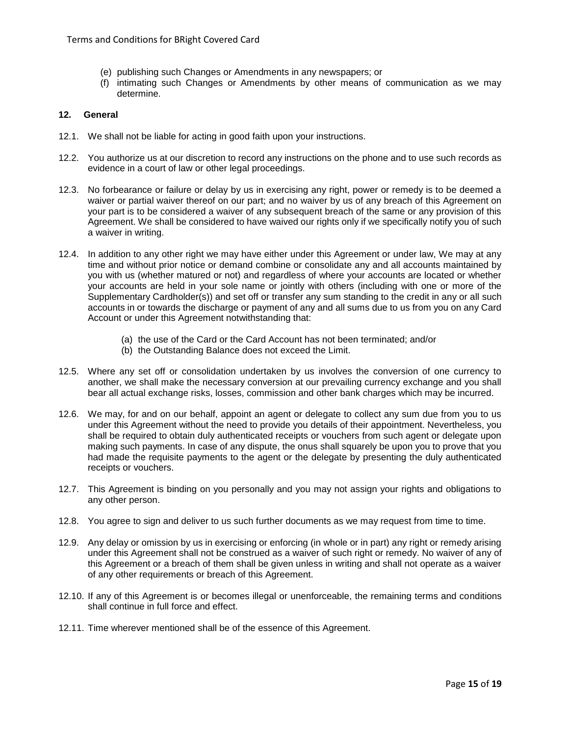(e) publishing such Changes or Amendments in any newspapers; or
(f) intimating such Changes or Amendments by other means of communication as we may determine.

**12. General**

12.1. We shall not be liable for acting in good faith upon your instructions.

12.2. You authorize us at our discretion to record any instructions on the phone and to use such records as evidence in a court of law or other legal proceedings.

12.3. No forbearance or failure or delay by us in exercising any right, power or remedy is to be deemed a waiver or partial waiver thereof on our part; and no waiver by us of any breach of this Agreement on your part is to be considered a waiver of any subsequent breach of the same or any provision of this Agreement. We shall be considered to have waived our rights only if we specifically notify you of such a waiver in writing.

12.4. In addition to any other right we may have either under this Agreement or under law, We may at any time and without prior notice or demand combine or consolidate any and all accounts maintained by you with us (whether matured or not) and regardless of where your accounts are located or whether your accounts are held in your sole name or jointly with others (including with one or more of the Supplementary Cardholder(s)) and set off or transfer any sum standing to the credit in any or all such accounts in or towards the discharge or payment of any and all sums due to us from you on any Card Account or under this Agreement notwithstanding that:

(a) the use of the Card or the Card Account has not been terminated; and/or
(b) the Outstanding Balance does not exceed the Limit.

12.5. Where any set off or consolidation undertaken by us involves the conversion of one currency to another, we shall make the necessary conversion at our prevailing currency exchange and you shall bear all actual exchange risks, losses, commission and other bank charges which may be incurred.

12.6. We may, for and on our behalf, appoint an agent or delegate to collect any sum due from you to us under this Agreement without the need to provide you details of their appointment. Nevertheless, you shall be required to obtain duly authenticated receipts or vouchers from such agent or delegate upon making such payments. In case of any dispute, the onus shall squarely be upon you to prove that you had made the requisite payments to the agent or the delegate by presenting the duly authenticated receipts or vouchers.

12.7. This Agreement is binding on you personally and you may not assign your rights and obligations to any other person.

12.8. You agree to sign and deliver to us such further documents as we may request from time to time.

12.9. Any delay or omission by us in exercising or enforcing (in whole or in part) any right or remedy arising under this Agreement shall not be construed as a waiver of such right or remedy. No waiver of any of this Agreement or a breach of them shall be given unless in writing and shall not operate as a waiver of any other requirements or breach of this Agreement.

12.10. If any of this Agreement is or becomes illegal or unenforceable, the remaining terms and conditions shall continue in full force and effect.

12.11. Time wherever mentioned shall be of the essence of this Agreement.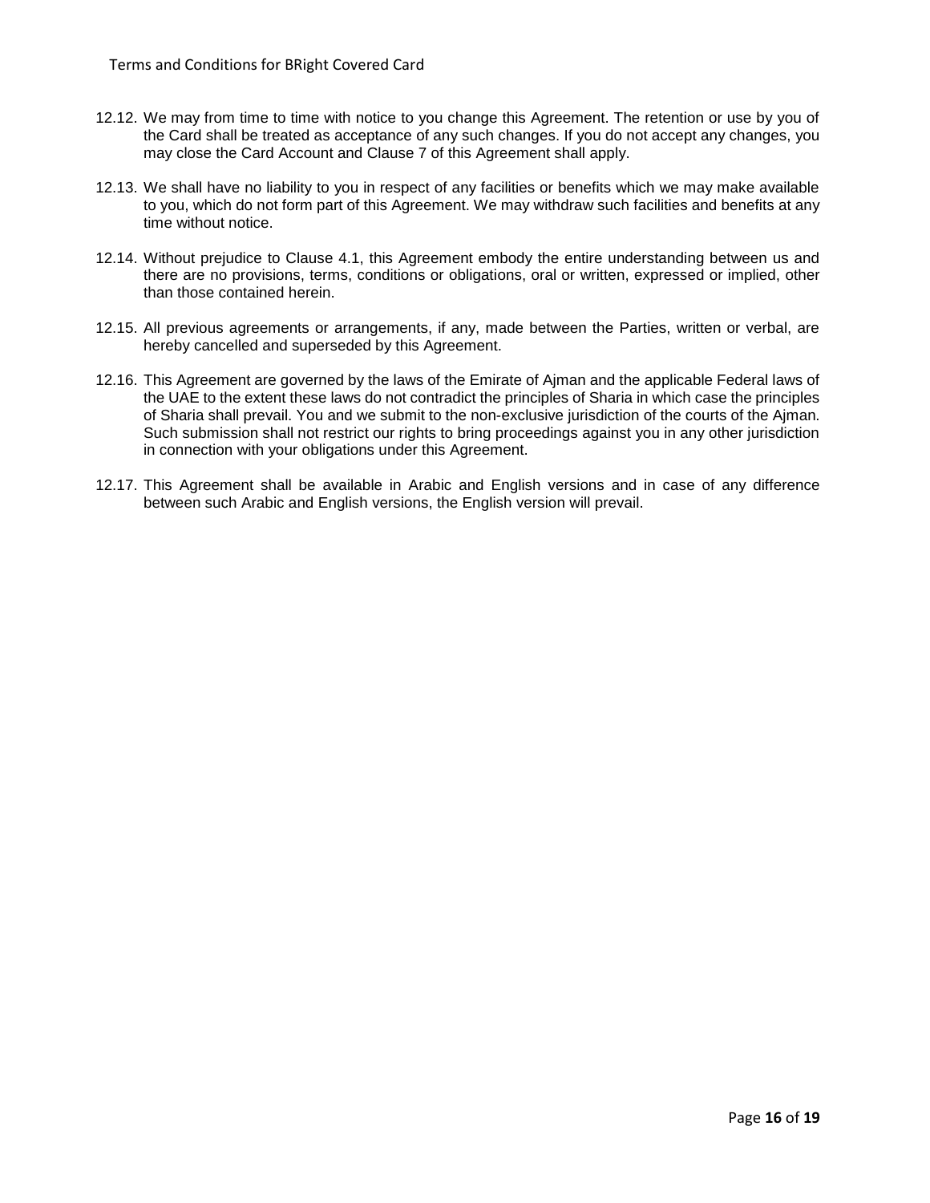12.12. We may from time to time with notice to you change this Agreement. The retention or use by you of the Card shall be treated as acceptance of any such changes. If you do not accept any changes, you may close the Card Account and Clause 7 of this Agreement shall apply.

12.13. We shall have no liability to you in respect of any facilities or benefits which we may make available to you, which do not form part of this Agreement. We may withdraw such facilities and benefits at any time without notice.

12.14. Without prejudice to Clause 4.1, this Agreement embody the entire understanding between us and there are no provisions, terms, conditions or obligations, oral or written, expressed or implied, other than those contained herein.

12.15. All previous agreements or arrangements, if any, made between the Parties, written or verbal, are hereby cancelled and superseded by this Agreement.

12.16. This Agreement are governed by the laws of the Emirate of Ajman and the applicable Federal laws of the UAE to the extent these laws do not contradict the principles of Sharia in which case the principles of Sharia shall prevail. You and we submit to the non-exclusive jurisdiction of the courts of the Ajman. Such submission shall not restrict our rights to bring proceedings against you in any other jurisdiction in connection with your obligations under this Agreement.

12.17. This Agreement shall be available in Arabic and English versions and in case of any difference between such Arabic and English versions, the English version will prevail.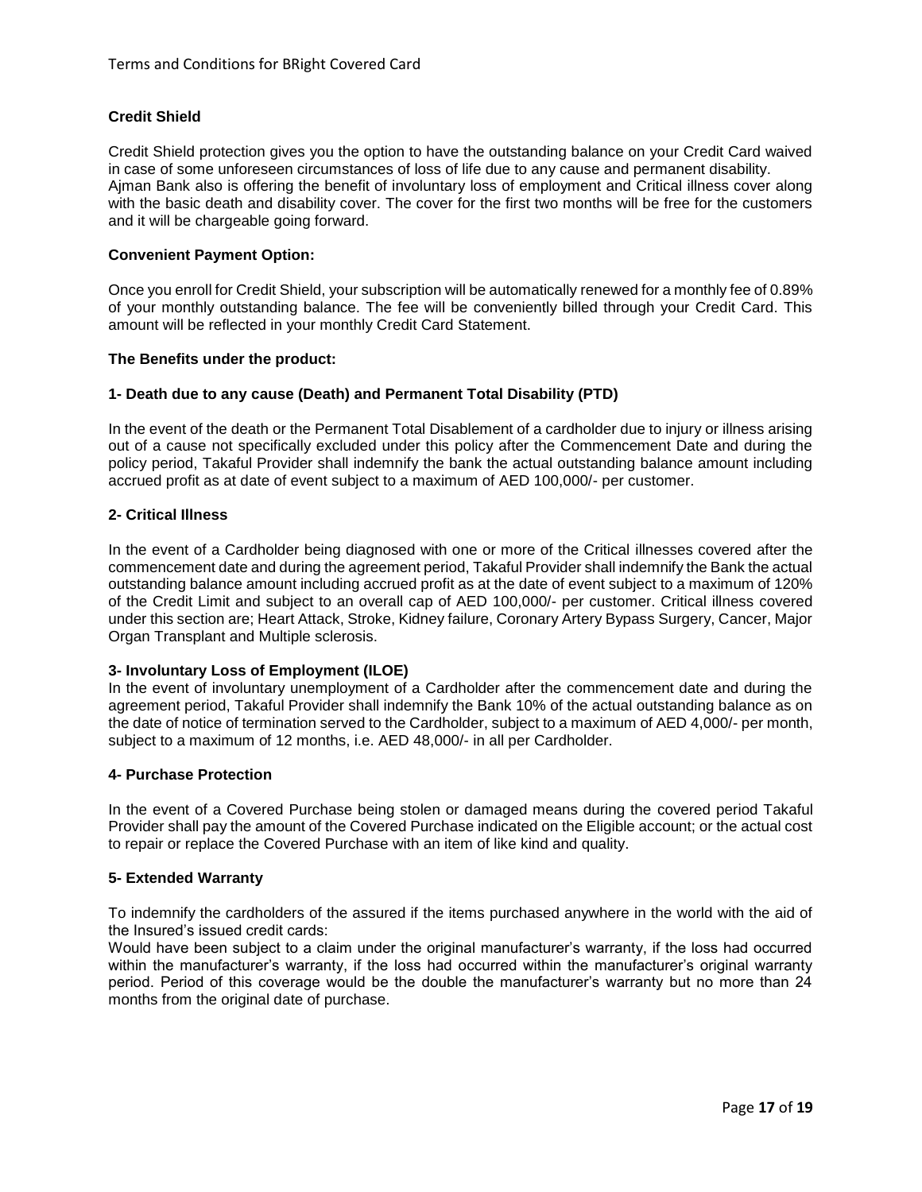**Credit Shield**

Credit Shield protection gives you the option to have the outstanding balance on your Credit Card waived in case of some unforeseen circumstances of loss of life due to any cause and permanent disability. Ajman Bank also is offering the benefit of involuntary loss of employment and Critical illness cover along with the basic death and disability cover. The cover for the first two months will be free for the customers and it will be chargeable going forward.

**Convenient Payment Option:**

Once you enroll for Credit Shield, your subscription will be automatically renewed for a monthly fee of 0.89% of your monthly outstanding balance. The fee will be conveniently billed through your Credit Card. This amount will be reflected in your monthly Credit Card Statement.

**The Benefits under the product:**

**1- Death due to any cause (Death) and Permanent Total Disability (PTD)**

In the event of the death or the Permanent Total Disablement of a cardholder due to injury or illness arising out of a cause not specifically excluded under this policy after the Commencement Date and during the policy period, Takaful Provider shall indemnify the bank the actual outstanding balance amount including accrued profit as at date of event subject to a maximum of AED 100,000/- per customer.

**2- Critical Illness**

In the event of a Cardholder being diagnosed with one or more of the Critical illnesses covered after the commencement date and during the agreement period, Takaful Provider shall indemnify the Bank the actual outstanding balance amount including accrued profit as at the date of event subject to a maximum of 120% of the Credit Limit and subject to an overall cap of AED 100,000/- per customer. Critical illness covered under this section are; Heart Attack, Stroke, Kidney failure, Coronary Artery Bypass Surgery, Cancer, Major Organ Transplant and Multiple sclerosis.

**3- Involuntary Loss of Employment (ILOE)**

In the event of involuntary unemployment of a Cardholder after the commencement date and during the agreement period, Takaful Provider shall indemnify the Bank 10% of the actual outstanding balance as on the date of notice of termination served to the Cardholder, subject to a maximum of AED 4,000/- per month, subject to a maximum of 12 months, i.e. AED 48,000/- in all per Cardholder.

**4- Purchase Protection**

In the event of a Covered Purchase being stolen or damaged means during the covered period Takaful Provider shall pay the amount of the Covered Purchase indicated on the Eligible account; or the actual cost to repair or replace the Covered Purchase with an item of like kind and quality.

**5- Extended Warranty**

To indemnify the cardholders of the assured if the items purchased anywhere in the world with the aid of the Insured's issued credit cards:

Would have been subject to a claim under the original manufacturer's warranty, if the loss had occurred within the manufacturer's warranty, if the loss had occurred within the manufacturer's original warranty period. Period of this coverage would be the double the manufacturer's warranty but no more than 24 months from the original date of purchase.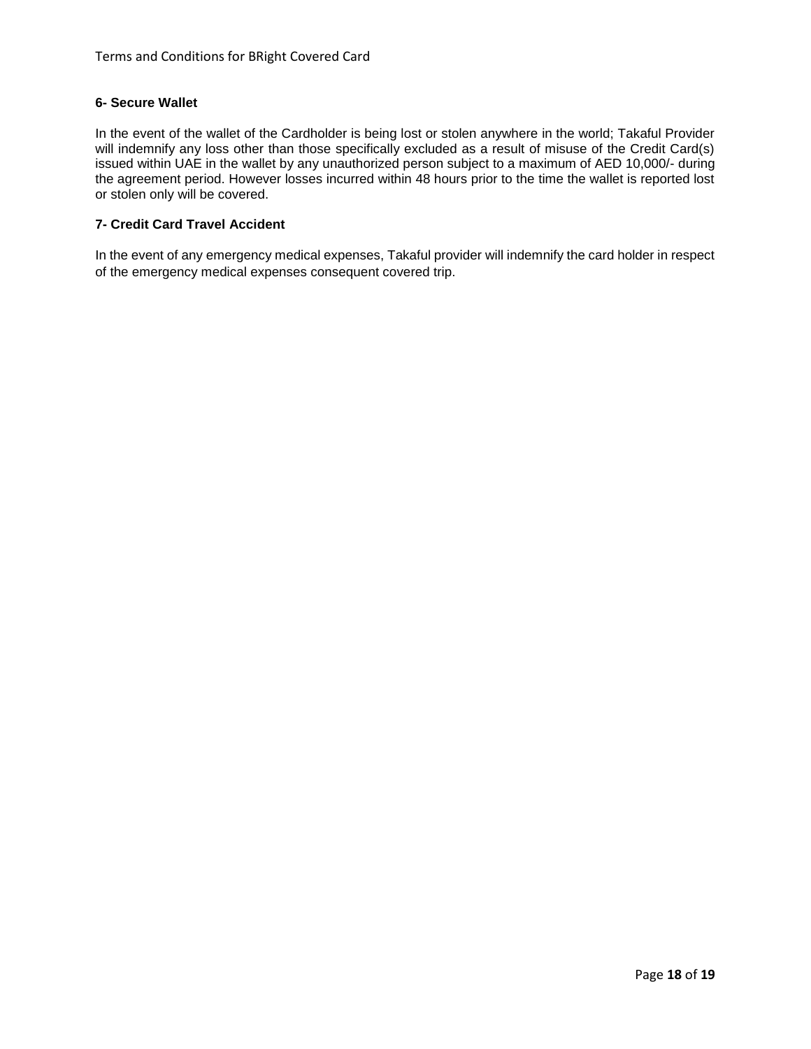### 6- Secure Wallet

In the event of the wallet of the Cardholder is being lost or stolen anywhere in the world; Takaful Provider will indemnify any loss other than those specifically excluded as a result of misuse of the Credit Card(s) issued within UAE in the wallet by any unauthorized person subject to a maximum of AED 10,000/- during the agreement period. However losses incurred within 48 hours prior to the time the wallet is reported lost or stolen only will be covered.

### 7- Credit Card Travel Accident

In the event of any emergency medical expenses, Takaful provider will indemnify the card holder in respect of the emergency medical expenses consequent covered trip.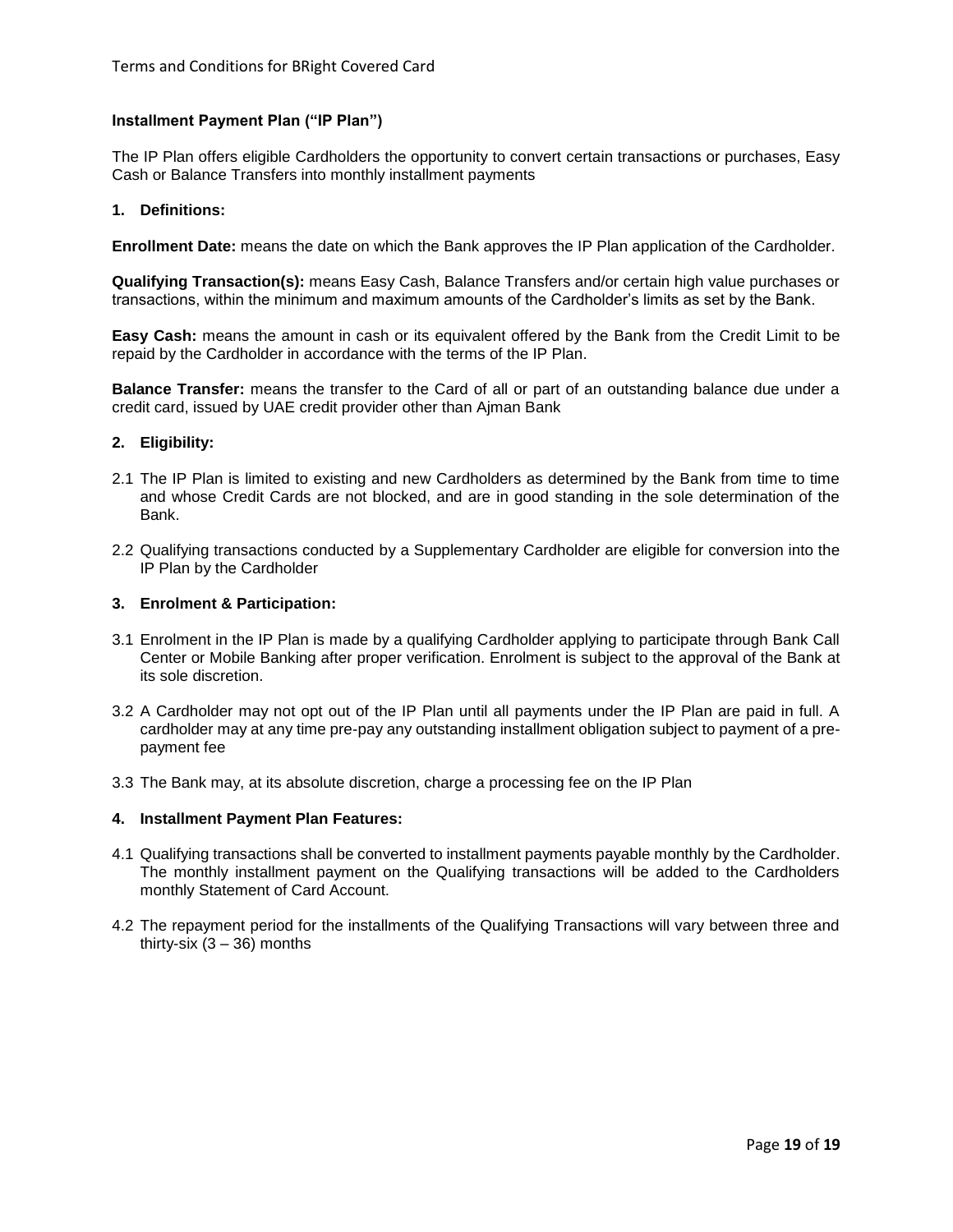## Installment Payment Plan ("IP Plan")

The IP Plan offers eligible Cardholders the opportunity to convert certain transactions or purchases, Easy Cash or Balance Transfers into monthly installment payments

### 1. Definitions:

**Enrollment Date:** means the date on which the Bank approves the IP Plan application of the Cardholder.

**Qualifying Transaction(s):** means Easy Cash, Balance Transfers and/or certain high value purchases or transactions, within the minimum and maximum amounts of the Cardholder's limits as set by the Bank.

**Easy Cash:** means the amount in cash or its equivalent offered by the Bank from the Credit Limit to be repaid by the Cardholder in accordance with the terms of the IP Plan.

**Balance Transfer:** means the transfer to the Card of all or part of an outstanding balance due under a credit card, issued by UAE credit provider other than Ajman Bank

### 2. Eligibility:

2.1 The IP Plan is limited to existing and new Cardholders as determined by the Bank from time to time and whose Credit Cards are not blocked, and are in good standing in the sole determination of the Bank.

2.2 Qualifying transactions conducted by a Supplementary Cardholder are eligible for conversion into the IP Plan by the Cardholder

### 3. Enrolment & Participation:

3.1 Enrolment in the IP Plan is made by a qualifying Cardholder applying to participate through Bank Call Center or Mobile Banking after proper verification. Enrolment is subject to the approval of the Bank at its sole discretion.

3.2 A Cardholder may not opt out of the IP Plan until all payments under the IP Plan are paid in full. A cardholder may at any time pre-pay any outstanding installment obligation subject to payment of a pre-payment fee

3.3 The Bank may, at its absolute discretion, charge a processing fee on the IP Plan

### 4. Installment Payment Plan Features:

4.1 Qualifying transactions shall be converted to installment payments payable monthly by the Cardholder. The monthly installment payment on the Qualifying transactions will be added to the Cardholders monthly Statement of Card Account.

4.2 The repayment period for the installments of the Qualifying Transactions will vary between three and thirty-six (3 – 36) months